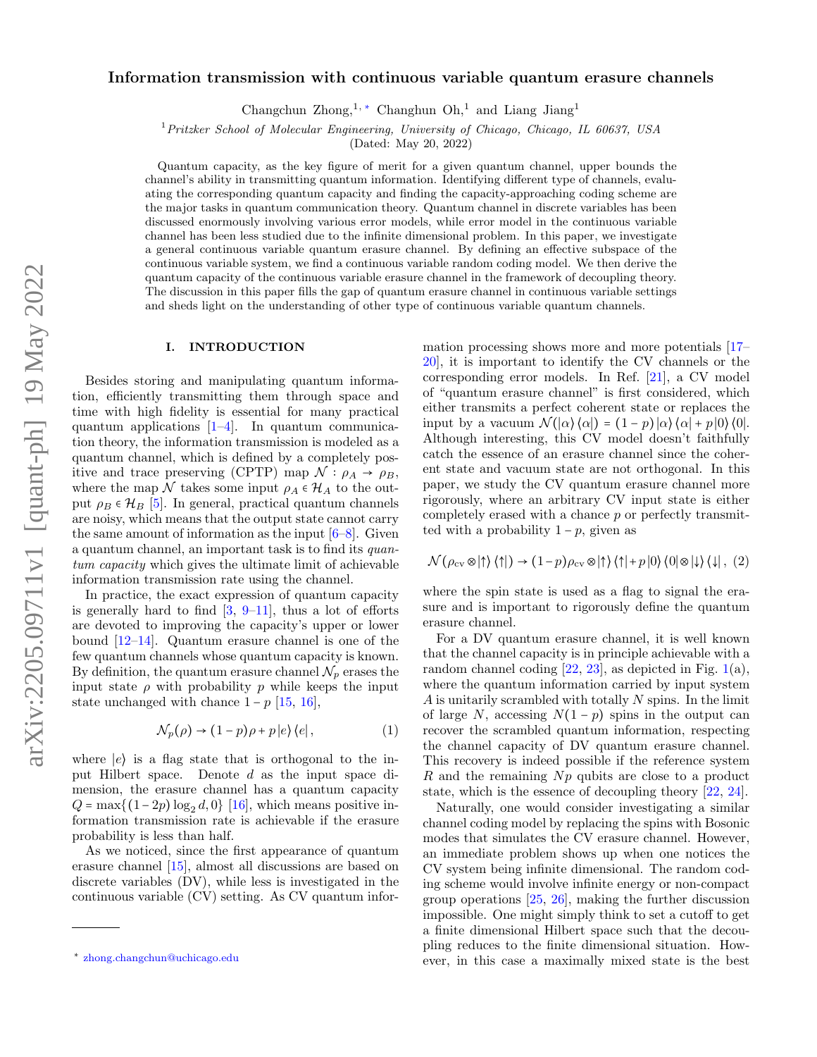# Information transmission with continuous variable quantum erasure channels

Changchun Zhong,[1,*] Changhun Oh,[1] and Liang Jiang[1]

[1] *Pritzker School of Molecular Engineering, University of Chicago, Chicago, IL 60637, USA*

(Dated: May 20, 2022)

Quantum capacity, as the key figure of merit for a given quantum channel, upper bounds the channel's ability in transmitting quantum information. Identifying different type of channels, evaluating the corresponding quantum capacity and finding the capacity-approaching coding scheme are the major tasks in quantum communication theory. Quantum channel in discrete variables has been discussed enormously involving various error models, while error model in the continuous variable channel has been less studied due to the infinite dimensional problem. In this paper, we investigate a general continuous variable quantum erasure channel. By defining an effective subspace of the continuous variable system, we find a continuous variable random coding model. We then derive the quantum capacity of the continuous variable erasure channel in the framework of decoupling theory. The discussion in this paper fills the gap of quantum erasure channel in continuous variable settings and sheds light on the understanding of other type of continuous variable quantum channels.

## I. INTRODUCTION

Besides storing and manipulating quantum information, efficiently transmitting them through space and time with high fidelity is essential for many practical quantum applications [1–4]. In quantum communication theory, the information transmission is modeled as a quantum channel, which is defined by a completely positive and trace preserving (CPTP) map $\mathcal{N} : \rho_A \to \rho_B$, where the map $\mathcal{N}$ takes some input $\rho_A \in \mathcal{H}_A$ to the output $\rho_B \in \mathcal{H}_B$ [5]. In general, practical quantum channels are noisy, which means that the output state cannot carry the same amount of information as the input [6–8]. Given a quantum channel, an important task is to find its *quantum capacity* which gives the ultimate limit of achievable information transmission rate using the channel.

In practice, the exact expression of quantum capacity is generally hard to find [3, 9–11], thus a lot of efforts are devoted to improving the capacity's upper or lower bound [12–14]. Quantum erasure channel is one of the few quantum channels whose quantum capacity is known. By definition, the quantum erasure channel $\mathcal{N}_p$ erases the input state $\rho$ with probability $p$ while keeps the input state unchanged with chance $1-p$ [15, 16],

$$\mathcal{N}_p(\rho) \to (1-p)\rho + p\left|e\right\rangle\left\langle e\right|, \tag{1}$$

where $|e\rangle$ is a flag state that is orthogonal to the input Hilbert space. Denote $d$ as the input space dimension, the erasure channel has a quantum capacity $Q = \max\{(1-2p)\log_2 d, 0\}$ [16], which means positive information transmission rate is achievable if the erasure probability is less than half.

As we noticed, since the first appearance of quantum erasure channel [15], almost all discussions are based on discrete variables (DV), while less is investigated in the continuous variable (CV) setting. As CV quantum information processing shows more and more potentials [17–20], it is important to identify the CV channels or the corresponding error models. In Ref. [21], a CV model of "quantum erasure channel" is first considered, which either transmits a perfect coherent state or replaces the input by a vacuum $\mathcal{N}(|\alpha\rangle\langle\alpha|) = (1-p)|\alpha\rangle\langle\alpha| + p|0\rangle\langle 0|$. Although interesting, this CV model doesn't faithfully catch the essence of an erasure channel since the coherent state and vacuum state are not orthogonal. In this paper, we study the CV quantum erasure channel more rigorously, where an arbitrary CV input state is either completely erased with a chance $p$ or perfectly transmitted with a probability $1-p$, given as

$$\mathcal{N}(\rho_{\text{cv}} \otimes |\uparrow\rangle\langle\uparrow|) \to (1-p)\rho_{\text{cv}} \otimes |\uparrow\rangle\langle\uparrow| + p|0\rangle\langle 0| \otimes |\downarrow\rangle\langle\downarrow|, \tag{2}$$

where the spin state is used as a flag to signal the erasure and is important to rigorously define the quantum erasure channel.

For a DV quantum erasure channel, it is well known that the channel capacity is in principle achievable with a random channel coding [22, 23], as depicted in Fig. 1(a), where the quantum information carried by input system $A$ is unitarily scrambled with totally $N$ spins. In the limit of large $N$, accessing $N(1-p)$ spins in the output can recover the scrambled quantum information, respecting the channel capacity of DV quantum erasure channel. This recovery is indeed possible if the reference system $R$ and the remaining $Np$ qubits are close to a product state, which is the essence of decoupling theory [22, 24].

Naturally, one would consider investigating a similar channel coding model by replacing the spins with Bosonic modes that simulates the CV erasure channel. However, an immediate problem shows up when one notices the CV system being infinite dimensional. The random coding scheme would involve infinite energy or non-compact group operations [25, 26], making the further discussion impossible. One might simply think to set a cutoff to get a finite dimensional Hilbert space such that the decoupling reduces to the finite dimensional situation. However, in this case a maximally mixed state is the best

* zhong.changchun@uchicago.edu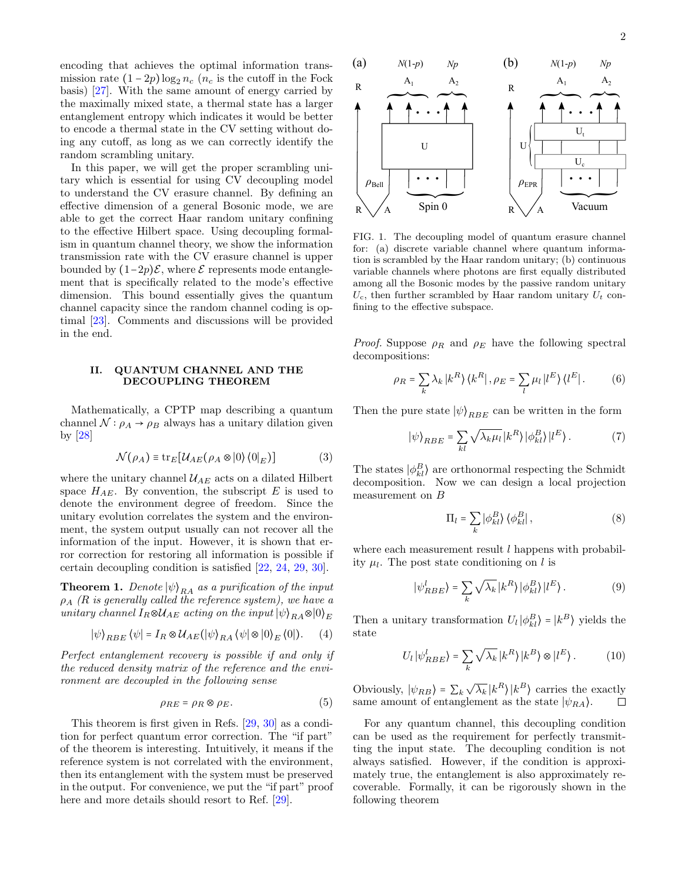encoding that achieves the optimal information transmission rate $(1-2p)\log_2 n_c$ ($n_c$ is the cutoff in the Fock basis) [27]. With the same amount of energy carried by the maximally mixed state, a thermal state has a larger entanglement entropy which indicates it would be better to encode a thermal state in the CV setting without doing any cutoff, as long as we can correctly identify the random scrambling unitary.

In this paper, we will get the proper scrambling unitary which is essential for using CV decoupling model to understand the CV erasure channel. By defining an effective dimension of a general Bosonic mode, we are able to get the correct Haar random unitary confining to the effective Hilbert space. Using decoupling formalism in quantum channel theory, we show the information transmission rate with the CV erasure channel is upper bounded by $(1-2p)\mathcal{E}$, where $\mathcal{E}$ represents mode entanglement that is specifically related to the mode's effective dimension. This bound essentially gives the quantum channel capacity since the random channel coding is optimal [23]. Comments and discussions will be provided in the end.

## II. QUANTUM CHANNEL AND THE DECOUPLING THEOREM

Mathematically, a CPTP map describing a quantum channel $\mathcal{N}:\rho_A\to\rho_B$ always has a unitary dilation given by [28]

$$\mathcal{N}(\rho_A)\equiv \mathrm{tr}_E[\mathcal{U}_{AE}(\rho_A\otimes|0\rangle\langle 0|_E)] \tag{3}$$

where the unitary channel $\mathcal{U}_{AE}$ acts on a dilated Hilbert space $H_{AE}$. By convention, the subscript $E$ is used to denote the environment degree of freedom. Since the unitary evolution correlates the system and the environment, the system output usually can not recover all the information of the input. However, it is shown that error correction for restoring all information is possible if certain decoupling condition is satisfied [22, 24, 29, 30].

**Theorem 1.** *Denote $|\psi\rangle_{RA}$ as a purification of the input $\rho_A$ ($R$ is generally called the reference system), we have a unitary channel $I_R\otimes\mathcal{U}_{AE}$ acting on the input $|\psi\rangle_{RA}\otimes|0\rangle_E$*

$$|\psi\rangle_{RBE}\langle\psi| = I_R\otimes\mathcal{U}_{AE}(|\psi\rangle_{RA}\langle\psi|\otimes|0\rangle_E\langle 0|). \tag{4}$$

*Perfect entanglement recovery is possible if and only if the reduced density matrix of the reference and the environment are decoupled in the following sense*

$$\rho_{RE}=\rho_R\otimes\rho_E. \tag{5}$$

This theorem is first given in Refs. [29, 30] as a condition for perfect quantum error correction. The "if part" of the theorem is interesting. Intuitively, it means if the reference system is not correlated with the environment, then its entanglement with the system must be preserved in the output. For convenience, we put the "if part" proof here and more details should resort to Ref. [29].

FIG. 1. The decoupling model of quantum erasure channel for: (a) discrete variable channel where quantum information is scrambled by the Haar random unitary; (b) continuous variable channels where photons are first equally distributed among all the Bosonic modes by the passive random unitary $U_c$, then further scrambled by Haar random unitary $U_t$ confining to the effective subspace.

*Proof.* Suppose $\rho_R$ and $\rho_E$ have the following spectral decompositions:

$$\rho_R=\sum_k\lambda_k|k^R\rangle\langle k^R|,\ \rho_E=\sum_l\mu_l|l^E\rangle\langle l^E|. \tag{6}$$

Then the pure state $|\psi\rangle_{RBE}$ can be written in the form

$$|\psi\rangle_{RBE}=\sum_{kl}\sqrt{\lambda_k\mu_l}\,|k^R\rangle|\phi^B_{kl}\rangle|l^E\rangle. \tag{7}$$

The states $|\phi^B_{kl}\rangle$ are orthonormal respecting the Schmidt decomposition. Now we can design a local projection measurement on $B$

$$\Pi_l=\sum_k|\phi^B_{kl}\rangle\langle\phi^B_{kl}|, \tag{8}$$

where each measurement result $l$ happens with probability $\mu_l$. The post state conditioning on $l$ is

$$|\psi^l_{RBE}\rangle=\sum_k\sqrt{\lambda_k}\,|k^R\rangle|\phi^B_{kl}\rangle|l^E\rangle. \tag{9}$$

Then a unitary transformation $U_l|\phi^B_{kl}\rangle=|k^B\rangle$ yields the state

$$U_l|\psi^l_{RBE}\rangle=\sum_k\sqrt{\lambda_k}\,|k^R\rangle|k^B\rangle\otimes|l^E\rangle. \tag{10}$$

Obviously, $|\psi_{RB}\rangle=\sum_k\sqrt{\lambda_k}|k^R\rangle|k^B\rangle$ carries the exactly same amount of entanglement as the state $|\psi_{RA}\rangle$. $\square$

For any quantum channel, this decoupling condition can be used as the requirement for perfectly transmitting the input state. The decoupling condition is not always satisfied. However, if the condition is approximately true, the entanglement is also approximately recoverable. Formally, it can be rigorously shown in the following theorem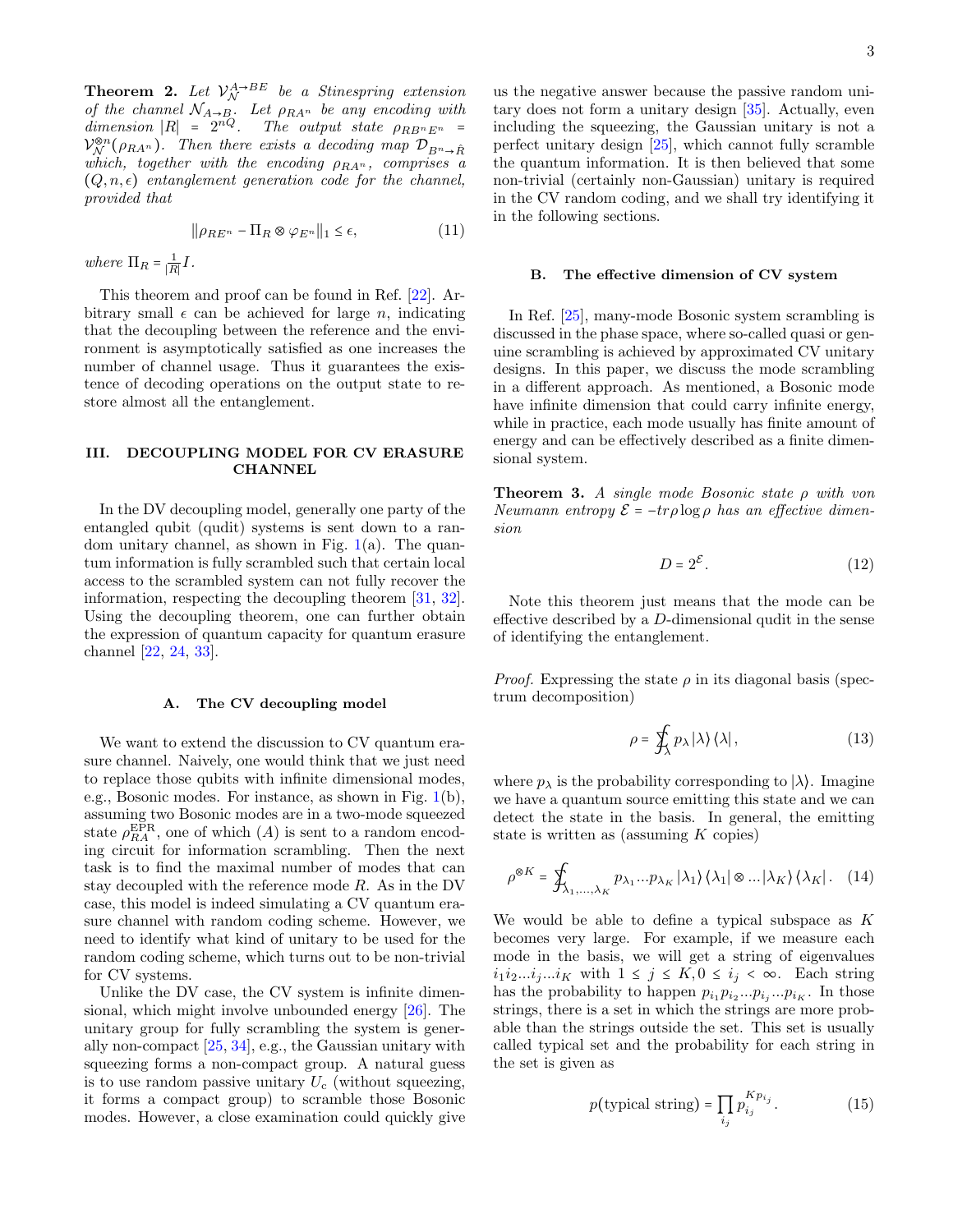**Theorem 2.** *Let $\mathcal{V}_{\mathcal{N}}^{A\to BE}$ be a Stinespring extension of the channel $\mathcal{N}_{A\to B}$. Let $\rho_{RA^n}$ be any encoding with dimension $|R| = 2^{nQ}$. The output state $\rho_{RB^nE^n} = \mathcal{V}_{\mathcal{N}}^{\otimes n}(\rho_{RA^n})$. Then there exists a decoding map $\mathcal{D}_{B^n\to\hat{R}}$ which, together with the encoding $\rho_{RA^n}$, comprises a $(Q, n, \epsilon)$ entanglement generation code for the channel, provided that*

$$\|\rho_{RE^n} - \Pi_R \otimes \varphi_{E^n}\|_1 \leq \epsilon, \tag{11}$$

*where $\Pi_R = \frac{1}{|R|}I$.*

This theorem and proof can be found in Ref. [22]. Arbitrary small $\epsilon$ can be achieved for large $n$, indicating that the decoupling between the reference and the environment is asymptotically satisfied as one increases the number of channel usage. Thus it guarantees the existence of decoding operations on the output state to restore almost all the entanglement.

## III. DECOUPLING MODEL FOR CV ERASURE CHANNEL

In the DV decoupling model, generally one party of the entangled qubit (qudit) systems is sent down to a random unitary channel, as shown in Fig. 1(a). The quantum information is fully scrambled such that certain local access to the scrambled system can not fully recover the information, respecting the decoupling theorem [31, 32]. Using the decoupling theorem, one can further obtain the expression of quantum capacity for quantum erasure channel [22, 24, 33].

### A. The CV decoupling model

We want to extend the discussion to CV quantum erasure channel. Naively, one would think that we just need to replace those qubits with infinite dimensional modes, e.g., Bosonic modes. For instance, as shown in Fig. 1(b), assuming two Bosonic modes are in a two-mode squeezed state $\rho_{RA}^{\text{EPR}}$, one of which ($A$) is sent to a random encoding circuit for information scrambling. Then the next task is to find the maximal number of modes that can stay decoupled with the reference mode $R$. As in the DV case, this model is indeed simulating a CV quantum erasure channel with random coding scheme. However, we need to identify what kind of unitary to be used for the random coding scheme, which turns out to be non-trivial for CV systems.

Unlike the DV case, the CV system is infinite dimensional, which might involve unbounded energy [26]. The unitary group for fully scrambling the system is generally non-compact [25, 34], e.g., the Gaussian unitary with squeezing forms a non-compact group. A natural guess is to use random passive unitary $U_c$ (without squeezing, it forms a compact group) to scramble those Bosonic modes. However, a close examination could quickly give us the negative answer because the passive random unitary does not form a unitary design [35]. Actually, even including the squeezing, the Gaussian unitary is not a perfect unitary design [25], which cannot fully scramble the quantum information. It is then believed that some non-trivial (certainly non-Gaussian) unitary is required in the CV random coding, and we shall try identifying it in the following sections.

### B. The effective dimension of CV system

In Ref. [25], many-mode Bosonic system scrambling is discussed in the phase space, where so-called quasi or genuine scrambling is achieved by approximated CV unitary designs. In this paper, we discuss the mode scrambling in a different approach. As mentioned, a Bosonic mode have infinite dimension that could carry infinite energy, while in practice, each mode usually has finite amount of energy and can be effectively described as a finite dimensional system.

**Theorem 3.** *A single mode Bosonic state $\rho$ with von Neumann entropy $\mathcal{E} = -tr\rho\log\rho$ has an effective dimension*

$$D = 2^{\mathcal{E}}. \tag{12}$$

Note this theorem just means that the mode can be effective described by a $D$-dimensional qudit in the sense of identifying the entanglement.

*Proof.* Expressing the state $\rho$ in its diagonal basis (spectrum decomposition)

$$\rho = \sum\!\!\!\!\!\!\int_{\lambda} p_\lambda |\lambda\rangle\langle\lambda|, \tag{13}$$

where $p_\lambda$ is the probability corresponding to $|\lambda\rangle$. Imagine we have a quantum source emitting this state and we can detect the state in the basis. In general, the emitting state is written as (assuming $K$ copies)

$$\rho^{\otimes K} = \sum\!\!\!\!\!\!\int_{\lambda_1,\ldots,\lambda_K} p_{\lambda_1}\ldots p_{\lambda_K} |\lambda_1\rangle\langle\lambda_1| \otimes \ldots |\lambda_K\rangle\langle\lambda_K|. \tag{14}$$

We would be able to define a typical subspace as $K$ becomes very large. For example, if we measure each mode in the basis, we will get a string of eigenvalues $i_1 i_2 \ldots i_j \ldots i_K$ with $1 \leq j \leq K, 0 \leq i_j < \infty$. Each string has the probability to happen $p_{i_1}p_{i_2}\ldots p_{i_j}\ldots p_{i_K}$. In those strings, there is a set in which the strings are more probable than the strings outside the set. This set is usually called typical set and the probability for each string in the set is given as

$$p(\text{typical string}) = \prod_{i_j} p_{i_j}^{Kp_{i_j}}. \tag{15}$$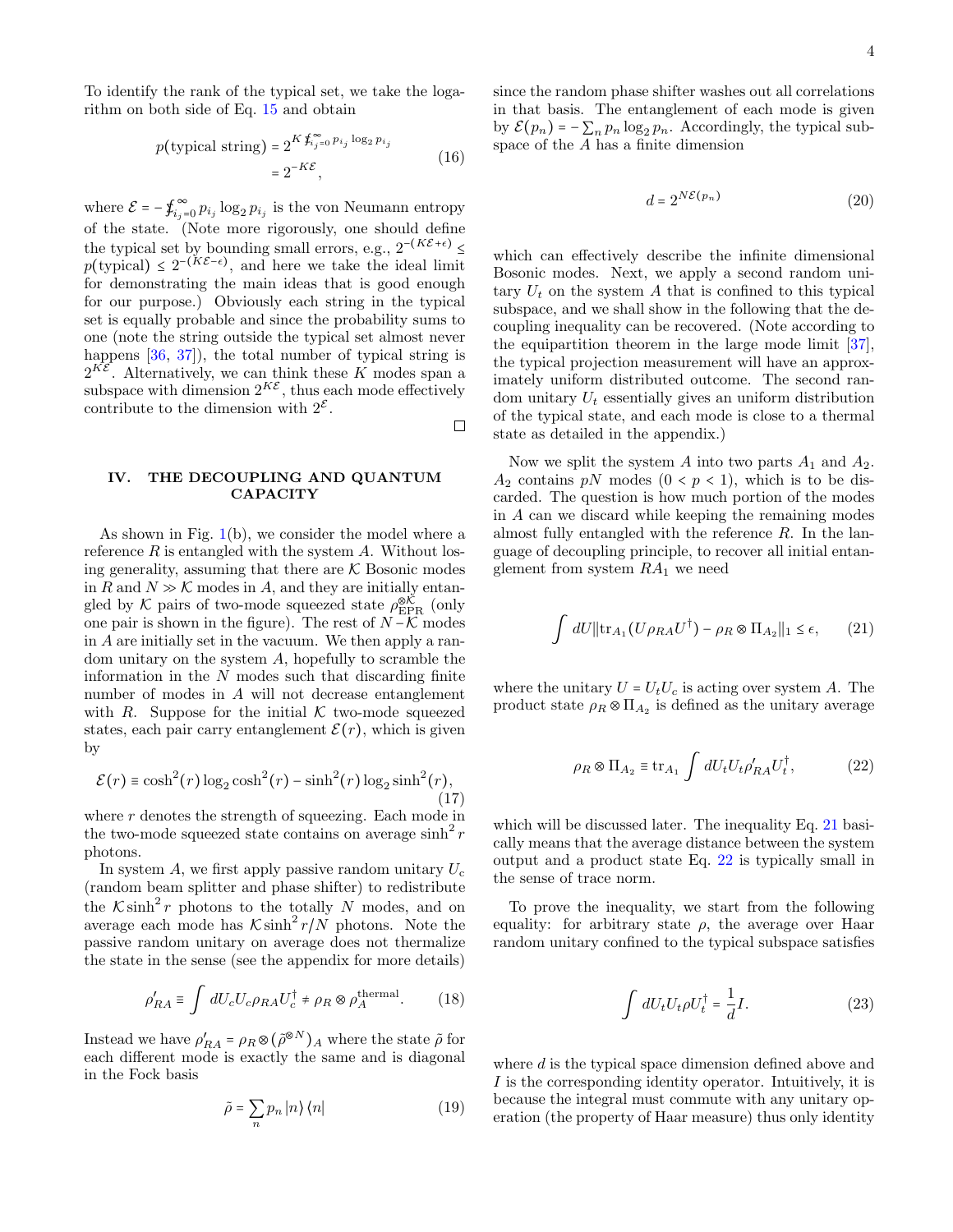To identify the rank of the typical set, we take the logarithm on both side of Eq. 15 and obtain

$$
\begin{aligned}
p(\text{typical string}) &= 2^{K \sum_{i_j=0}^{\infty} p_{i_j} \log_2 p_{i_j}} \\
&= 2^{-K\mathcal{E}},
\end{aligned}
\tag{16}
$$

where $\mathcal{E} = -\sum_{i_j=0}^{\infty} p_{i_j} \log_2 p_{i_j}$ is the von Neumann entropy of the state. (Note more rigorously, one should define the typical set by bounding small errors, e.g., $2^{-(K\mathcal{E}+\epsilon)} \leq p(\text{typical}) \leq 2^{-(K\mathcal{E}-\epsilon)}$, and here we take the ideal limit for demonstrating the main ideas that is good enough for our purpose.) Obviously each string in the typical set is equally probable and since the probability sums to one (note the string outside the typical set almost never happens [36, 37]), the total number of typical string is $2^{K\mathcal{E}}$. Alternatively, we can think these $K$ modes span a subspace with dimension $2^{K\mathcal{E}}$, thus each mode effectively contribute to the dimension with $2^{\mathcal{E}}$.

□

## IV. THE DECOUPLING AND QUANTUM CAPACITY

As shown in Fig. 1(b), we consider the model where a reference $R$ is entangled with the system $A$. Without losing generality, assuming that there are $\mathcal{K}$ Bosonic modes in $R$ and $N \gg \mathcal{K}$ modes in $A$, and they are initially entangled by $\mathcal{K}$ pairs of two-mode squeezed state $\rho_{\text{EPR}}^{\otimes \mathcal{K}}$ (only one pair is shown in the figure). The rest of $N - \mathcal{K}$ modes in $A$ are initially set in the vacuum. We then apply a random unitary on the system $A$, hopefully to scramble the information in the $N$ modes such that discarding finite number of modes in $A$ will not decrease entanglement with $R$. Suppose for the initial $\mathcal{K}$ two-mode squeezed states, each pair carry entanglement $\mathcal{E}(r)$, which is given by

$$
\mathcal{E}(r) \equiv \cosh^2(r) \log_2 \cosh^2(r) - \sinh^2(r) \log_2 \sinh^2(r),
\tag{17}
$$

where $r$ denotes the strength of squeezing. Each mode in the two-mode squeezed state contains on average $\sinh^2 r$ photons.

In system $A$, we first apply passive random unitary $U_c$ (random beam splitter and phase shifter) to redistribute the $\mathcal{K} \sinh^2 r$ photons to the totally $N$ modes, and on average each mode has $\mathcal{K} \sinh^2 r / N$ photons. Note the passive random unitary on average does not thermalize the state in the sense (see the appendix for more details)

$$
\rho'_{RA} \equiv \int dU_c U_c \rho_{RA} U_c^\dagger \neq \rho_R \otimes \rho_A^{\text{thermal}}.
\tag{18}
$$

Instead we have $\rho'_{RA} = \rho_R \otimes (\tilde{\rho}^{\otimes N})_A$ where the state $\tilde{\rho}$ for each different mode is exactly the same and is diagonal in the Fock basis

$$
\tilde{\rho} = \sum_n p_n \left|n\right\rangle \left\langle n\right|
\tag{19}
$$

since the random phase shifter washes out all correlations in that basis. The entanglement of each mode is given by $\mathcal{E}(p_n) = -\sum_n p_n \log_2 p_n$. Accordingly, the typical subspace of the $A$ has a finite dimension

$$
d = 2^{N\mathcal{E}(p_n)}
\tag{20}
$$

which can effectively describe the infinite dimensional Bosonic modes. Next, we apply a second random unitary $U_t$ on the system $A$ that is confined to this typical subspace, and we shall show in the following that the decoupling inequality can be recovered. (Note according to the equipartition theorem in the large mode limit [37], the typical projection measurement will have an approximately uniform distributed outcome. The second random unitary $U_t$ essentially gives an uniform distribution of the typical state, and each mode is close to a thermal state as detailed in the appendix.)

Now we split the system $A$ into two parts $A_1$ and $A_2$. $A_2$ contains $pN$ modes $(0 < p < 1)$, which is to be discarded. The question is how much portion of the modes in $A$ can we discard while keeping the remaining modes almost fully entangled with the reference $R$. In the language of decoupling principle, to recover all initial entanglement from system $RA_1$ we need

$$
\int dU \| \text{tr}_{A_1}(U \rho_{RA} U^\dagger) - \rho_R \otimes \Pi_{A_2} \|_1 \leq \epsilon,
\tag{21}
$$

where the unitary $U = U_t U_c$ is acting over system $A$. The product state $\rho_R \otimes \Pi_{A_2}$ is defined as the unitary average

$$
\rho_R \otimes \Pi_{A_2} \equiv \text{tr}_{A_1} \int dU_t U_t \rho'_{RA} U_t^\dagger,
\tag{22}
$$

which will be discussed later. The inequality Eq. 21 basically means that the average distance between the system output and a product state Eq. 22 is typically small in the sense of trace norm.

To prove the inequality, we start from the following equality: for arbitrary state $\rho$, the average over Haar random unitary confined to the typical subspace satisfies

$$
\int dU_t U_t \rho U_t^\dagger = \frac{1}{d} I.
\tag{23}
$$

where $d$ is the typical space dimension defined above and $I$ is the corresponding identity operator. Intuitively, it is because the integral must commute with any unitary operation (the property of Haar measure) thus only identity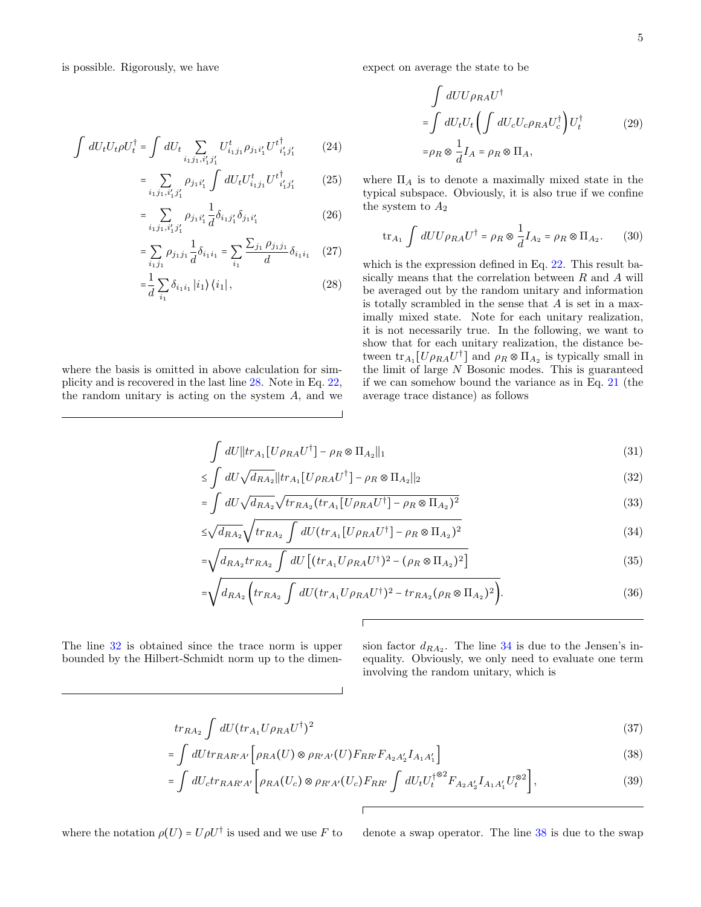is possible. Rigorously, we have

$$\int dU_t U_t \rho U_t^\dagger = \int dU_t \sum_{i_1 j_1, i_1' j_1'} U^t_{i_1 j_1} \rho_{j_1 i_1'} U^{t\dagger}_{i_1' j_1'} \tag{24}$$

$$= \sum_{i_1 j_1, i_1' j_1'} \rho_{j_1 i_1'} \int dU_t U^t_{i_1 j_1} U^{t\dagger}_{i_1' j_1'} \tag{25}$$

$$= \sum_{i_1 j_1, i_1' j_1'} \rho_{j_1 i_1'} \frac{1}{d} \delta_{i_1 j_1'} \delta_{j_1 i_1'} \tag{26}$$

$$= \sum_{i_1 j_1} \rho_{j_1 j_1} \frac{1}{d} \delta_{i_1 i_1} = \sum_{i_1} \frac{\sum_{j_1} \rho_{j_1 j_1}}{d} \delta_{i_1 i_1} \tag{27}$$

$$= \frac{1}{d} \sum_{i_1} \delta_{i_1 i_1} \left| i_1 \right\rangle \left\langle i_1 \right|, \tag{28}$$

where the basis is omitted in above calculation for simplicity and is recovered in the last line 28. Note in Eq. 22, the random unitary is acting on the system $A$, and we expect on average the state to be

$$\begin{aligned}
&\int dU U \rho_{RA} U^\dagger \\
=&\int dU_t U_t \left( \int dU_c U_c \rho_{RA} U_c^\dagger \right) U_t^\dagger \\
=&\rho_R \otimes \frac{1}{d} I_A = \rho_R \otimes \Pi_A,
\end{aligned} \tag{29}$$

where $\Pi_A$ is to denote a maximally mixed state in the typical subspace. Obviously, it is also true if we confine the system to $A_2$

$$\mathrm{tr}_{A_1} \int dU U \rho_{RA} U^\dagger = \rho_R \otimes \frac{1}{d} I_{A_2} = \rho_R \otimes \Pi_{A_2}. \tag{30}$$

which is the expression defined in Eq. 22. This result basically means that the correlation between $R$ and $A$ will be averaged out by the random unitary and information is totally scrambled in the sense that $A$ is set in a maximally mixed state. Note for each unitary realization, it is not necessarily true. In the following, we want to show that for each unitary realization, the distance between $\mathrm{tr}_{A_1}[U \rho_{RA} U^\dagger]$ and $\rho_R \otimes \Pi_{A_2}$ is typically small in the limit of large $N$ Bosonic modes. This is guaranteed if we can somehow bound the variance as in Eq. 21 (the average trace distance) as follows

$$\int dU \| tr_{A_1}[U \rho_{RA} U^\dagger] - \rho_R \otimes \Pi_{A_2} \|_1 \tag{31}$$

$$\leq \int dU \sqrt{d_{RA_2}} \| tr_{A_1}[U \rho_{RA} U^\dagger] - \rho_R \otimes \Pi_{A_2} \|_2 \tag{32}$$

$$= \int dU \sqrt{d_{RA_2}} \sqrt{tr_{RA_2} (tr_{A_1}[U \rho_{RA} U^\dagger] - \rho_R \otimes \Pi_{A_2})^2} \tag{33}$$

$$\leq \sqrt{d_{RA_2}} \sqrt{tr_{RA_2} \int dU (tr_{A_1}[U \rho_{RA} U^\dagger] - \rho_R \otimes \Pi_{A_2})^2} \tag{34}$$

$$= \sqrt{d_{RA_2} tr_{RA_2} \int dU \left[ (tr_{A_1} U \rho_{RA} U^\dagger)^2 - (\rho_R \otimes \Pi_{A_2})^2 \right]} \tag{35}$$

$$= \sqrt{d_{RA_2} \left( tr_{RA_2} \int dU (tr_{A_1} U \rho_{RA} U^\dagger)^2 - tr_{RA_2} (\rho_R \otimes \Pi_{A_2})^2 \right)}. \tag{36}$$

The line 32 is obtained since the trace norm is upper bounded by the Hilbert-Schmidt norm up to the dimension factor $d_{RA_2}$. The line 34 is due to the Jensen's inequality. Obviously, we only need to evaluate one term involving the random unitary, which is

$$tr_{RA_2} \int dU (tr_{A_1} U \rho_{RA} U^\dagger)^2 \tag{37}$$

$$= \int dU tr_{RAR'A'} \left[ \rho_{RA}(U) \otimes \rho_{R'A'}(U) F_{RR'} F_{A_2 A_2'} I_{A_1 A_1'} \right] \tag{38}$$

$$= \int dU_c tr_{RAR'A'} \left[ \rho_{RA}(U_c) \otimes \rho_{R'A'}(U_c) F_{RR'} \int dU_t U_t^{\dagger \otimes 2} F_{A_2 A_2'} I_{A_1 A_1'} U_t^{\otimes 2} \right], \tag{39}$$

where the notation $\rho(U) = U \rho U^\dagger$ is used and we use $F$ to denote a swap operator. The line 38 is due to the swap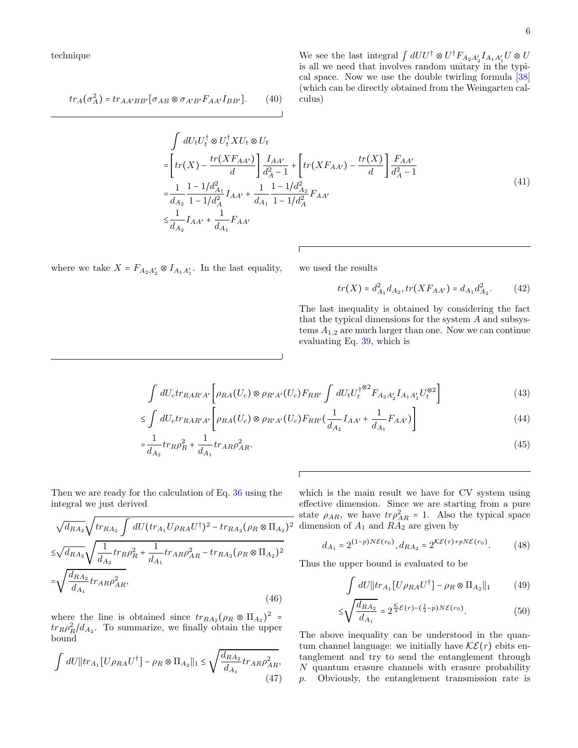technique

$$tr_A(\sigma_A^2) = tr_{AA'BB'}[\sigma_{AB} \otimes \sigma_{A'B'} F_{AA'} I_{BB'}]. \tag{40}$$

We see the last integral $\int dU U^\dagger \otimes U^\dagger F_{A_2A_2'} I_{A_1A_1'} U \otimes U$ is all we need that involves random unitary in the typical space. Now we use the double twirling formula [38] (which can be directly obtained from the Weingarten calculus)

$$\begin{aligned}
&\int dU_t U_t^\dagger \otimes U_t^\dagger X U_t \otimes U_t \\
=&\left[tr(X) - \frac{tr(XF_{AA'})}{d}\right]\frac{I_{AA'}}{d_A^2-1} + \left[tr(XF_{AA'}) - \frac{tr(X)}{d}\right]\frac{F_{AA'}}{d_A^2-1} \\
=&\frac{1}{d_{A_2}}\frac{1-1/d_{A_1}^2}{1-1/d_A^2} I_{AA'} + \frac{1}{d_{A_1}}\frac{1-1/d_{A_2}^2}{1-1/d_A^2} F_{AA'} \\
\le&\frac{1}{d_{A_2}} I_{AA'} + \frac{1}{d_{A_1}} F_{AA'}
\end{aligned} \tag{41}$$

where we take $X = F_{A_2A_2'} \otimes I_{A_1A_1'}$. In the last equality, we used the results

$$tr(X) = d_{A_1}^2 d_{A_2}, tr(XF_{AA'}) = d_{A_1} d_{A_2}^2. \tag{42}$$

The last inequality is obtained by considering the fact that the typical dimensions for the system $A$ and subsystems $A_{1,2}$ are much larger than one. Now we can continue evaluating Eq. 39, which is

$$\int dU_c tr_{RAR'A'}\left[\rho_{RA}(U_c) \otimes \rho_{R'A'}(U_c) F_{RR'} \int dU_t U_t^{\dagger\otimes 2} F_{A_2A_2'} I_{A_1A_1'} U_t^{\otimes 2}\right] \tag{43}$$

$$\le \int dU_c tr_{RAR'A'}\left[\rho_{RA}(U_c) \otimes \rho_{R'A'}(U_c) F_{RR'} (\frac{1}{d_{A_2}} I_{AA'} + \frac{1}{d_{A_1}} F_{AA'})\right] \tag{44}$$

$$= \frac{1}{d_{A_2}} tr_R \rho_R^2 + \frac{1}{d_{A_1}} tr_{AR} \rho_{AR}^2. \tag{45}$$

Then we are ready for the calculation of Eq. 36 using the integral we just derived

$$\begin{aligned}
&\sqrt{d_{RA_2}}\sqrt{tr_{RA_2}\int dU (tr_{A_1} U \rho_{RA} U^\dagger)^2 - tr_{RA_2}(\rho_R \otimes \Pi_{A_2})^2} \\
\le&\sqrt{d_{RA_2}}\sqrt{\frac{1}{d_{A_2}} tr_R \rho_R^2 + \frac{1}{d_{A_1}} tr_{AR}\rho_{AR}^2 - tr_{RA_2}(\rho_R \otimes \Pi_{A_2})^2} \\
=&\sqrt{\frac{d_{RA_2}}{d_{A_1}} tr_{AR}\rho_{AR}^2},
\end{aligned} \tag{46}$$

where the line is obtained since $tr_{RA_2}(\rho_R \otimes \Pi_{A_2})^2 = tr_R \rho_R^2 / d_{A_2}$. To summarize, we finally obtain the upper bound

$$\int dU \| tr_{A_1}[U\rho_{RA}U^\dagger] - \rho_R \otimes \Pi_{A_2}\|_1 \le \sqrt{\frac{d_{RA_2}}{d_{A_1}} tr_{AR}\rho_{AR}^2}, \tag{47}$$

which is the main result we have for CV system using effective dimension. Since we are starting from a pure state $\rho_{AR}$, we have $tr\rho_{AR}^2 = 1$. Also the typical space dimension of $A_1$ and $RA_2$ are given by

$$d_{A_1} = 2^{(1-p)N\mathcal{E}(r_0)}, d_{RA_2} = 2^{\mathcal{K}\mathcal{E}(r) + pN\mathcal{E}(r_0)}. \tag{48}$$

Thus the upper bound is evaluated to be

$$\int dU \| tr_{A_1}[U\rho_{RA}U^\dagger] - \rho_R \otimes \Pi_{A_2}\|_1 \tag{49}$$

$$\le \sqrt{\frac{d_{RA_2}}{d_{A_1}}} = 2^{\frac{\mathcal{K}}{2}\mathcal{E}(r) - (\frac{1}{2}-p)N\mathcal{E}(r_0)}. \tag{50}$$

The above inequality can be understood in the quantum channel language: we initially have $\mathcal{K}\mathcal{E}(r)$ ebits entanglement and try to send the entanglement through $N$ quantum erasure channels with erasure probability $p$. Obviously, the entanglement transmission rate is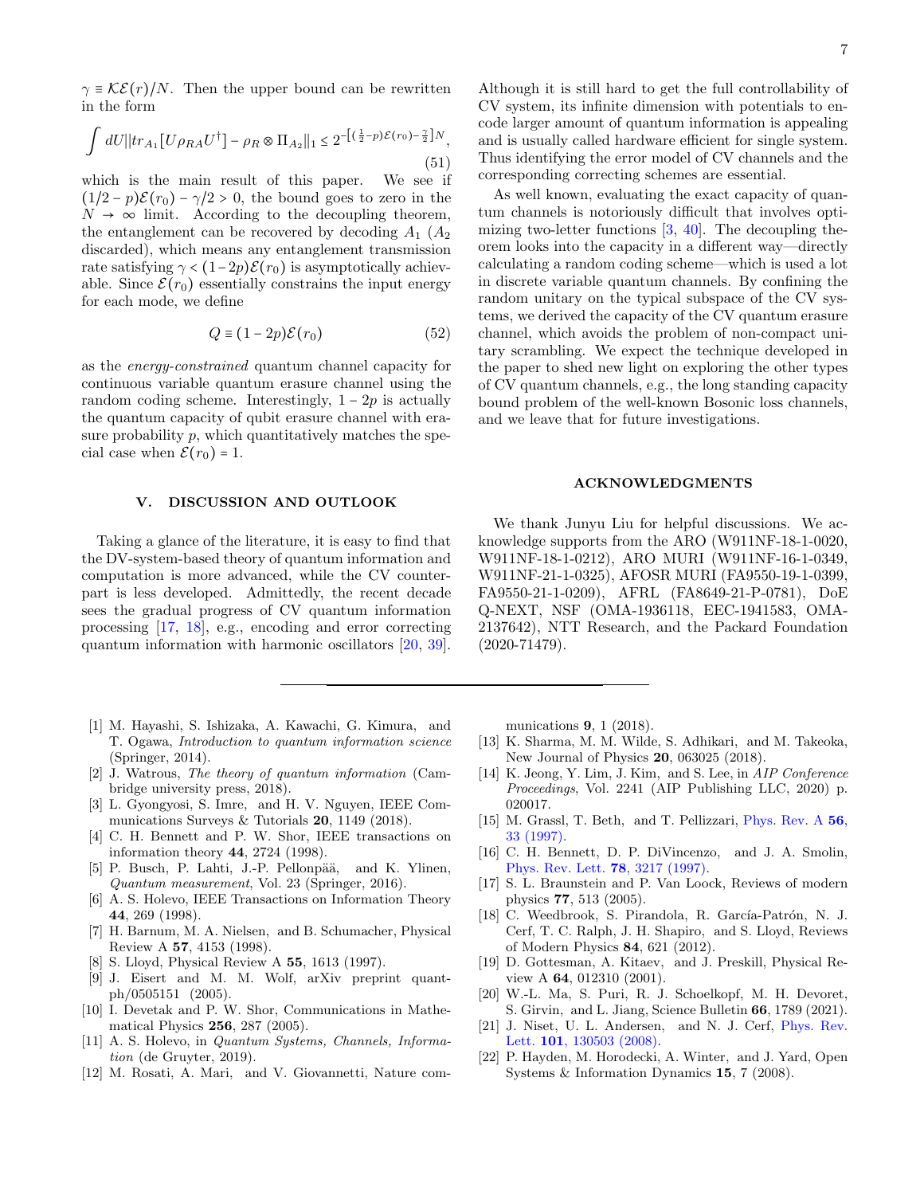$\gamma \equiv \mathcal{K}\mathcal{E}(r)/N$. Then the upper bound can be rewritten in the form

$$\int dU \|tr_{A_1}[U\rho_{RA}U^\dagger] - \rho_R \otimes \Pi_{A_2}\|_1 \leq 2^{-\left[\left(\frac{1}{2}-p\right)\mathcal{E}(r_0)-\frac{\gamma}{2}\right]N}, \tag{51}$$

which is the main result of this paper. We see if $(1/2-p)\mathcal{E}(r_0) - \gamma/2 > 0$, the bound goes to zero in the $N \to \infty$ limit. According to the decoupling theorem, the entanglement can be recovered by decoding $A_1$ ($A_2$ discarded), which means any entanglement transmission rate satisfying $\gamma < (1-2p)\mathcal{E}(r_0)$ is asymptotically achievable. Since $\mathcal{E}(r_0)$ essentially constrains the input energy for each mode, we define

$$Q \equiv (1-2p)\mathcal{E}(r_0) \tag{52}$$

as the *energy-constrained* quantum channel capacity for continuous variable quantum erasure channel using the random coding scheme. Interestingly, $1-2p$ is actually the quantum capacity of qubit erasure channel with erasure probability $p$, which quantitatively matches the special case when $\mathcal{E}(r_0) = 1$.

## V. DISCUSSION AND OUTLOOK

Taking a glance of the literature, it is easy to find that the DV-system-based theory of quantum information and computation is more advanced, while the CV counterpart is less developed. Admittedly, the recent decade sees the gradual progress of CV quantum information processing [17, 18], e.g., encoding and error correcting quantum information with harmonic oscillators [20, 39]. Although it is still hard to get the full controllability of CV system, its infinite dimension with potentials to encode larger amount of quantum information is appealing and is usually called hardware efficient for single system. Thus identifying the error model of CV channels and the corresponding correcting schemes are essential.

As well known, evaluating the exact capacity of quantum channels is notoriously difficult that involves optimizing two-letter functions [3, 40]. The decoupling theorem looks into the capacity in a different way—directly calculating a random coding scheme—which is used a lot in discrete variable quantum channels. By confining the random unitary on the typical subspace of the CV systems, we derived the capacity of the CV quantum erasure channel, which avoids the problem of non-compact unitary scrambling. We expect the technique developed in the paper to shed new light on exploring the other types of CV quantum channels, e.g., the long standing capacity bound problem of the well-known Bosonic loss channels, and we leave that for future investigations.

## ACKNOWLEDGMENTS

We thank Junyu Liu for helpful discussions. We acknowledge supports from the ARO (W911NF-18-1-0020, W911NF-18-1-0212), ARO MURI (W911NF-16-1-0349, W911NF-21-1-0325), AFOSR MURI (FA9550-19-1-0399, FA9550-21-1-0209), AFRL (FA8649-21-P-0781), DoE Q-NEXT, NSF (OMA-1936118, EEC-1941583, OMA-2137642), NTT Research, and the Packard Foundation (2020-71479).

---

[1] M. Hayashi, S. Ishizaka, A. Kawachi, G. Kimura, and T. Ogawa, *Introduction to quantum information science* (Springer, 2014).

[2] J. Watrous, *The theory of quantum information* (Cambridge university press, 2018).

[3] L. Gyongyosi, S. Imre, and H. V. Nguyen, IEEE Communications Surveys & Tutorials **20**, 1149 (2018).

[4] C. H. Bennett and P. W. Shor, IEEE transactions on information theory **44**, 2724 (1998).

[5] P. Busch, P. Lahti, J.-P. Pellonpää, and K. Ylinen, *Quantum measurement*, Vol. 23 (Springer, 2016).

[6] A. S. Holevo, IEEE Transactions on Information Theory **44**, 269 (1998).

[7] H. Barnum, M. A. Nielsen, and B. Schumacher, Physical Review A **57**, 4153 (1998).

[8] S. Lloyd, Physical Review A **55**, 1613 (1997).

[9] J. Eisert and M. M. Wolf, arXiv preprint quant-ph/0505151 (2005).

[10] I. Devetak and P. W. Shor, Communications in Mathematical Physics **256**, 287 (2005).

[11] A. S. Holevo, in *Quantum Systems, Channels, Information* (de Gruyter, 2019).

[12] M. Rosati, A. Mari, and V. Giovannetti, Nature communications **9**, 1 (2018).

[13] K. Sharma, M. M. Wilde, S. Adhikari, and M. Takeoka, New Journal of Physics **20**, 063025 (2018).

[14] K. Jeong, Y. Lim, J. Kim, and S. Lee, in *AIP Conference Proceedings*, Vol. 2241 (AIP Publishing LLC, 2020) p. 020017.

[15] M. Grassl, T. Beth, and T. Pellizzari, Phys. Rev. A **56**, 33 (1997).

[16] C. H. Bennett, D. P. DiVincenzo, and J. A. Smolin, Phys. Rev. Lett. **78**, 3217 (1997).

[17] S. L. Braunstein and P. Van Loock, Reviews of modern physics **77**, 513 (2005).

[18] C. Weedbrook, S. Pirandola, R. García-Patrón, N. J. Cerf, T. C. Ralph, J. H. Shapiro, and S. Lloyd, Reviews of Modern Physics **84**, 621 (2012).

[19] D. Gottesman, A. Kitaev, and J. Preskill, Physical Review A **64**, 012310 (2001).

[20] W.-L. Ma, S. Puri, R. J. Schoelkopf, M. H. Devoret, S. Girvin, and L. Jiang, Science Bulletin **66**, 1789 (2021).

[21] J. Niset, U. L. Andersen, and N. J. Cerf, Phys. Rev. Lett. **101**, 130503 (2008).

[22] P. Hayden, M. Horodecki, A. Winter, and J. Yard, Open Systems & Information Dynamics **15**, 7 (2008).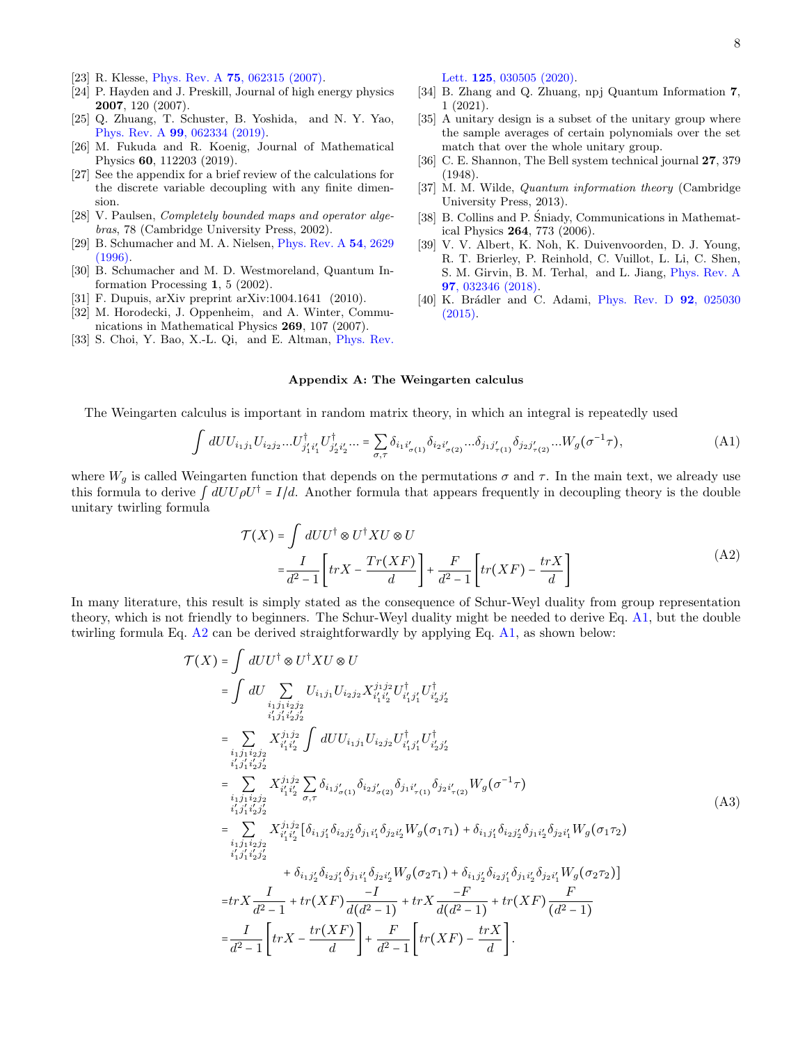[23] R. Klesse, Phys. Rev. A **75**, 062315 (2007).
[24] P. Hayden and J. Preskill, Journal of high energy physics **2007**, 120 (2007).
[25] Q. Zhuang, T. Schuster, B. Yoshida, and N. Y. Yao, Phys. Rev. A **99**, 062334 (2019).
[26] M. Fukuda and R. Koenig, Journal of Mathematical Physics **60**, 112203 (2019).
[27] See the appendix for a brief review of the calculations for the discrete variable decoupling with any finite dimension.
[28] V. Paulsen, *Completely bounded maps and operator algebras*, 78 (Cambridge University Press, 2002).
[29] B. Schumacher and M. A. Nielsen, Phys. Rev. A **54**, 2629 (1996).
[30] B. Schumacher and M. D. Westmoreland, Quantum Information Processing **1**, 5 (2002).
[31] F. Dupuis, arXiv preprint arXiv:1004.1641 (2010).
[32] M. Horodecki, J. Oppenheim, and A. Winter, Communications in Mathematical Physics **269**, 107 (2007).
[33] S. Choi, Y. Bao, X.-L. Qi, and E. Altman, Phys. Rev. Lett. **125**, 030505 (2020).
[34] B. Zhang and Q. Zhuang, npj Quantum Information **7**, 1 (2021).
[35] A unitary design is a subset of the unitary group where the sample averages of certain polynomials over the set match that over the whole unitary group.
[36] C. E. Shannon, The Bell system technical journal **27**, 379 (1948).
[37] M. M. Wilde, *Quantum information theory* (Cambridge University Press, 2013).
[38] B. Collins and P. Śniady, Communications in Mathematical Physics **264**, 773 (2006).
[39] V. V. Albert, K. Noh, K. Duivenvoorden, D. J. Young, R. T. Brierley, P. Reinhold, C. Vuillot, L. Li, C. Shen, S. M. Girvin, B. M. Terhal, and L. Jiang, Phys. Rev. A **97**, 032346 (2018).
[40] K. Brádler and C. Adami, Phys. Rev. D **92**, 025030 (2015).

## Appendix A: The Weingarten calculus

The Weingarten calculus is important in random matrix theory, in which an integral is repeatedly used

$$\int dU U_{i_1 j_1} U_{i_2 j_2} ... U^\dagger_{j_1' i_1'} U^\dagger_{j_2' i_2'} ... = \sum_{\sigma,\tau} \delta_{i_1 i'_{\sigma(1)}} \delta_{i_2 i'_{\sigma(2)}} ... \delta_{j_1 j'_{\tau(1)}} \delta_{j_2 j'_{\tau(2)}} ... W_g(\sigma^{-1}\tau), \tag{A1}$$

where $W_g$ is called Weingarten function that depends on the permutations $\sigma$ and $\tau$. In the main text, we already use this formula to derive $\int dU U \rho U^\dagger = I/d$. Another formula that appears frequently in decoupling theory is the double unitary twirling formula

$$\begin{aligned}\mathcal{T}(X) &= \int dU U^\dagger \otimes U^\dagger X U \otimes U \\ &= \frac{I}{d^2-1}\left[trX - \frac{Tr(XF)}{d}\right] + \frac{F}{d^2-1}\left[tr(XF) - \frac{trX}{d}\right]\end{aligned} \tag{A2}$$

In many literature, this result is simply stated as the consequence of Schur-Weyl duality from group representation theory, which is not friendly to beginners. The Schur-Weyl duality might be needed to derive Eq. A1, but the double twirling formula Eq. A2 can be derived straightforwardly by applying Eq. A1, as shown below:

$$\begin{aligned}
\mathcal{T}(X) &= \int dU U^\dagger \otimes U^\dagger X U \otimes U \\
&= \int dU \sum_{\substack{i_1 j_1 i_2 j_2 \\ i_1' j_1' i_2' j_2'}} U_{i_1 j_1} U_{i_2 j_2} X^{j_1 j_2}_{i_1' i_2'} U^\dagger_{i_1' j_1'} U^\dagger_{i_2' j_2'} \\
&= \sum_{\substack{i_1 j_1 i_2 j_2 \\ i_1' j_1' i_2' j_2'}} X^{j_1 j_2}_{i_1' i_2'} \int dU U_{i_1 j_1} U_{i_2 j_2} U^\dagger_{i_1' j_1'} U^\dagger_{i_2' j_2'} \\
&= \sum_{\substack{i_1 j_1 i_2 j_2 \\ i_1' j_1' i_2' j_2'}} X^{j_1 j_2}_{i_1' i_2'} \sum_{\sigma,\tau} \delta_{i_1 j'_{\sigma(1)}} \delta_{i_2 j'_{\sigma(2)}} \delta_{j_1 i'_{\tau(1)}} \delta_{j_2 i'_{\tau(2)}} W_g(\sigma^{-1}\tau) \\
&= \sum_{\substack{i_1 j_1 i_2 j_2 \\ i_1' j_1' i_2' j_2'}} X^{j_1 j_2}_{i_1' i_2'} [\delta_{i_1 j_1'} \delta_{i_2 j_2'} \delta_{j_1 i_1'} \delta_{j_2 i_2'} W_g(\sigma_1 \tau_1) + \delta_{i_1 j_1'} \delta_{i_2 j_2'} \delta_{j_1 i_2'} \delta_{j_2 i_1'} W_g(\sigma_1 \tau_2) \\
&\qquad + \delta_{i_1 j_2'} \delta_{i_2 j_1'} \delta_{j_1 i_1'} \delta_{j_2 i_2'} W_g(\sigma_2 \tau_1) + \delta_{i_1 j_2'} \delta_{i_2 j_1'} \delta_{j_1 i_2'} \delta_{j_2 i_1'} W_g(\sigma_2 \tau_2)] \\
&= trX \frac{I}{d^2-1} + tr(XF) \frac{-I}{d(d^2-1)} + trX \frac{-F}{d(d^2-1)} + tr(XF) \frac{F}{(d^2-1)} \\
&= \frac{I}{d^2-1}\left[trX - \frac{tr(XF)}{d}\right] + \frac{F}{d^2-1}\left[tr(XF) - \frac{trX}{d}\right].
\end{aligned} \tag{A3}$$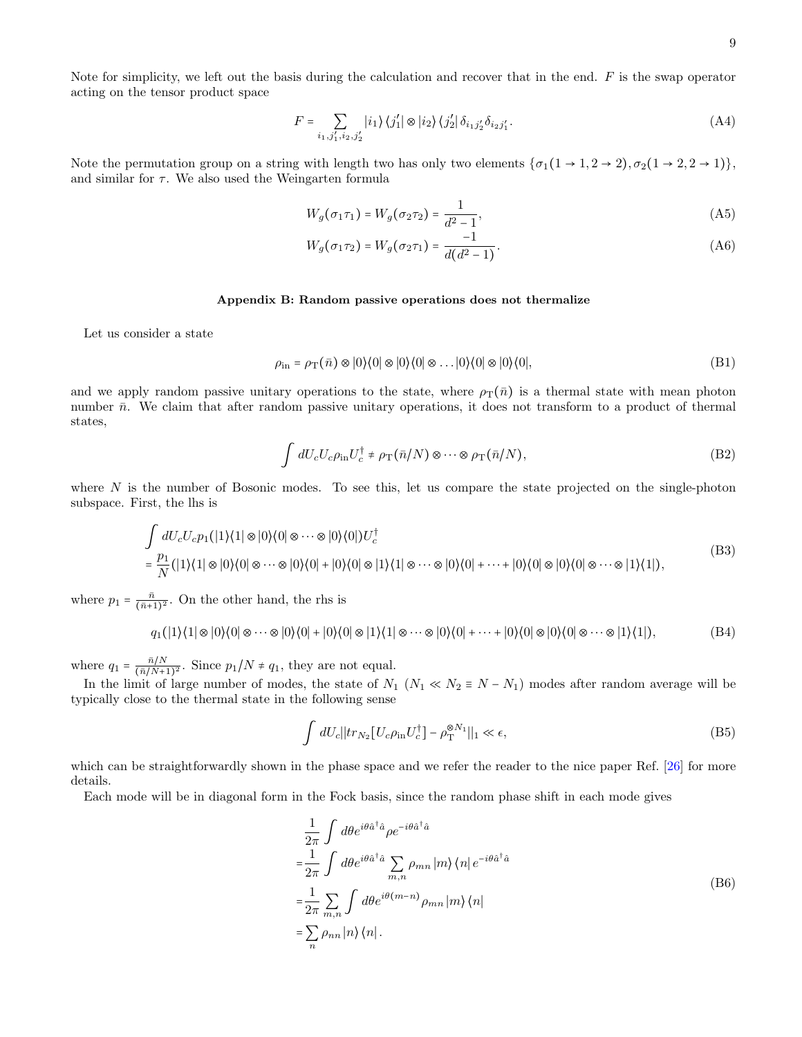Note for simplicity, we left out the basis during the calculation and recover that in the end. $F$ is the swap operator acting on the tensor product space

$$F = \sum_{i_1, j_1', i_2, j_2'} |i_1\rangle \langle j_1'| \otimes |i_2\rangle \langle j_2'| \delta_{i_1 j_2'} \delta_{i_2 j_1'}. \tag{A4}$$

Note the permutation group on a string with length two has only two elements $\{\sigma_1(1 \to 1, 2 \to 2), \sigma_2(1 \to 2, 2 \to 1)\}$, and similar for $\tau$. We also used the Weingarten formula

$$W_g(\sigma_1 \tau_1) = W_g(\sigma_2 \tau_2) = \frac{1}{d^2 - 1}, \tag{A5}$$

$$W_g(\sigma_1 \tau_2) = W_g(\sigma_2 \tau_1) = \frac{-1}{d(d^2 - 1)}. \tag{A6}$$

### Appendix B: Random passive operations does not thermalize

Let us consider a state

$$\rho_{\text{in}} = \rho_{\text{T}}(\bar{n}) \otimes |0\rangle\langle 0| \otimes |0\rangle\langle 0| \otimes \ldots |0\rangle\langle 0| \otimes |0\rangle\langle 0|, \tag{B1}$$

and we apply random passive unitary operations to the state, where $\rho_{\text{T}}(\bar{n})$ is a thermal state with mean photon number $\bar{n}$. We claim that after random passive unitary operations, it does not transform to a product of thermal states,

$$\int dU_c U_c \rho_{\text{in}} U_c^\dagger \neq \rho_{\text{T}}(\bar{n}/N) \otimes \cdots \otimes \rho_{\text{T}}(\bar{n}/N), \tag{B2}$$

where $N$ is the number of Bosonic modes. To see this, let us compare the state projected on the single-photon subspace. First, the lhs is

$$\begin{aligned} &\int dU_c U_c p_1 (|1\rangle\langle 1| \otimes |0\rangle\langle 0| \otimes \cdots \otimes |0\rangle\langle 0|) U_c^\dagger \\ &= \frac{p_1}{N} (|1\rangle\langle 1| \otimes |0\rangle\langle 0| \otimes \cdots \otimes |0\rangle\langle 0| + |0\rangle\langle 0| \otimes |1\rangle\langle 1| \otimes \cdots \otimes |0\rangle\langle 0| + \cdots + |0\rangle\langle 0| \otimes |0\rangle\langle 0| \otimes \cdots \otimes |1\rangle\langle 1|), \end{aligned} \tag{B3}$$

where $p_1 = \frac{\bar{n}}{(\bar{n}+1)^2}$. On the other hand, the rhs is

$$q_1 (|1\rangle\langle 1| \otimes |0\rangle\langle 0| \otimes \cdots \otimes |0\rangle\langle 0| + |0\rangle\langle 0| \otimes |1\rangle\langle 1| \otimes \cdots \otimes |0\rangle\langle 0| + \cdots + |0\rangle\langle 0| \otimes |0\rangle\langle 0| \otimes \cdots \otimes |1\rangle\langle 1|), \tag{B4}$$

where $q_1 = \frac{\bar{n}/N}{(\bar{n}/N+1)^2}$. Since $p_1/N \neq q_1$, they are not equal.

In the limit of large number of modes, the state of $N_1$ ($N_1 \ll N_2 \equiv N - N_1$) modes after random average will be typically close to the thermal state in the following sense

$$\int dU_c || tr_{N_2}[U_c \rho_{\text{in}} U_c^\dagger] - \rho_{\text{T}}^{\otimes N_1} ||_1 \ll \epsilon, \tag{B5}$$

which can be straightforwardly shown in the phase space and we refer the reader to the nice paper Ref. [26] for more details.

Each mode will be in diagonal form in the Fock basis, since the random phase shift in each mode gives

$$\begin{aligned} &\frac{1}{2\pi} \int d\theta e^{i\theta \hat{a}^\dagger \hat{a}} \rho e^{-i\theta \hat{a}^\dagger \hat{a}} \\ =& \frac{1}{2\pi} \int d\theta e^{i\theta \hat{a}^\dagger \hat{a}} \sum_{m,n} \rho_{mn} |m\rangle \langle n| e^{-i\theta \hat{a}^\dagger \hat{a}} \\ =& \frac{1}{2\pi} \sum_{m,n} \int d\theta e^{i\theta(m-n)} \rho_{mn} |m\rangle \langle n| \\ =& \sum_n \rho_{nn} |n\rangle \langle n| . \end{aligned} \tag{B6}$$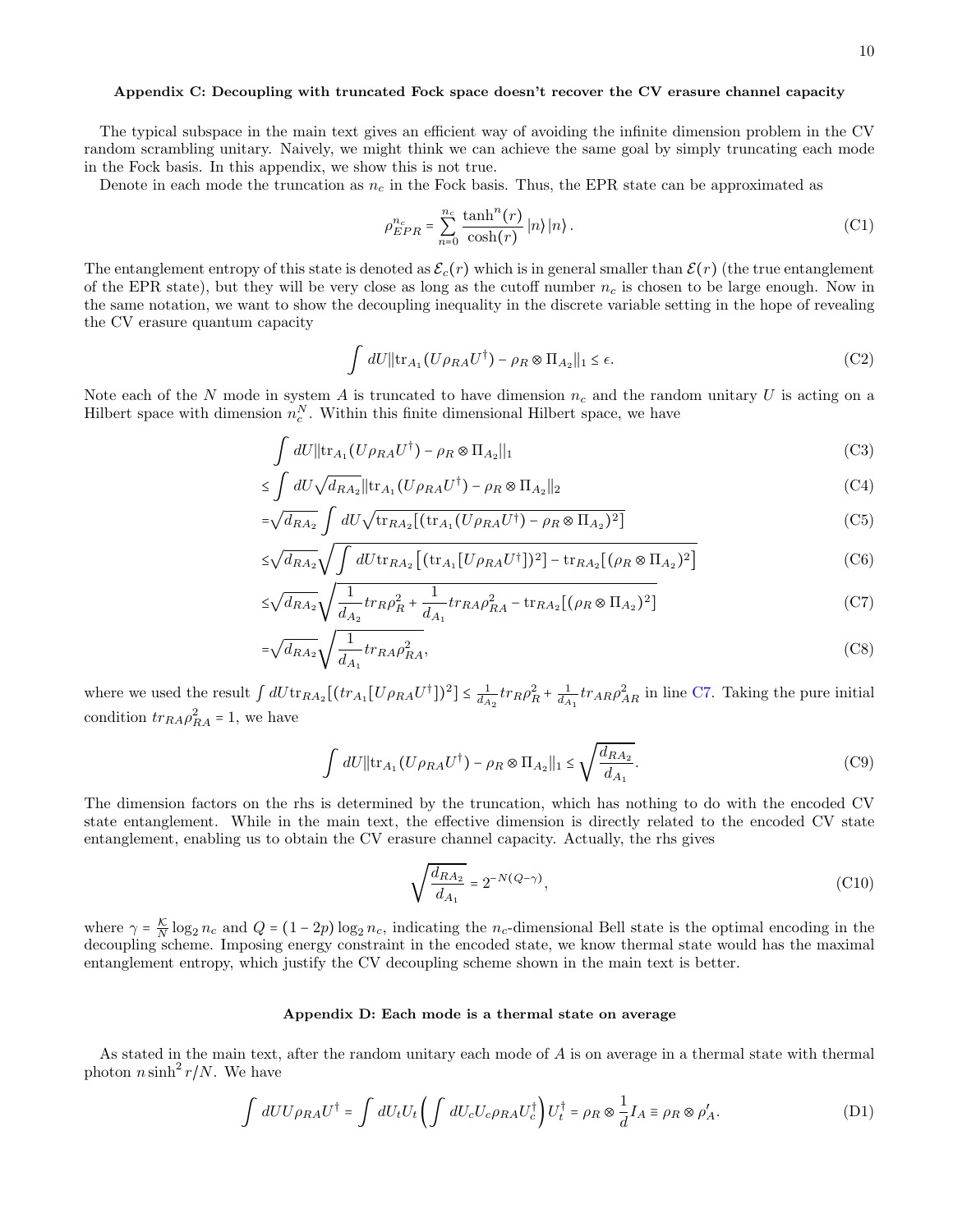### Appendix C: Decoupling with truncated Fock space doesn't recover the CV erasure channel capacity

The typical subspace in the main text gives an efficient way of avoiding the infinite dimension problem in the CV random scrambling unitary. Naively, we might think we can achieve the same goal by simply truncating each mode in the Fock basis. In this appendix, we show this is not true.

Denote in each mode the truncation as $n_c$ in the Fock basis. Thus, the EPR state can be approximated as

$$\rho_{EPR}^{n_c} = \sum_{n=0}^{n_c} \frac{\tanh^n(r)}{\cosh(r)} |n\rangle |n\rangle. \tag{C1}$$

The entanglement entropy of this state is denoted as $\mathcal{E}_c(r)$ which is in general smaller than $\mathcal{E}(r)$ (the true entanglement of the EPR state), but they will be very close as long as the cutoff number $n_c$ is chosen to be large enough. Now in the same notation, we want to show the decoupling inequality in the discrete variable setting in the hope of revealing the CV erasure quantum capacity

$$\int dU \| \mathrm{tr}_{A_1}(U\rho_{RA}U^\dagger) - \rho_R \otimes \Pi_{A_2}\|_1 \le \epsilon. \tag{C2}$$

Note each of the $N$ mode in system $A$ is truncated to have dimension $n_c$ and the random unitary $U$ is acting on a Hilbert space with dimension $n_c^N$. Within this finite dimensional Hilbert space, we have

$$\begin{aligned}
&\int dU \| \mathrm{tr}_{A_1}(U\rho_{RA}U^\dagger) - \rho_R \otimes \Pi_{A_2}\|_1 &\text{(C3)}\\
\le &\int dU \sqrt{d_{RA_2}} \| \mathrm{tr}_{A_1}(U\rho_{RA}U^\dagger) - \rho_R \otimes \Pi_{A_2}\|_2 &\text{(C4)}\\
= &\sqrt{d_{RA_2}} \int dU \sqrt{\mathrm{tr}_{RA_2}[(\mathrm{tr}_{A_1}(U\rho_{RA}U^\dagger) - \rho_R \otimes \Pi_{A_2})^2]} &\text{(C5)}\\
\le &\sqrt{d_{RA_2}} \sqrt{\int dU \mathrm{tr}_{RA_2}\left[(\mathrm{tr}_{A_1}[U\rho_{RA}U^\dagger])^2\right] - \mathrm{tr}_{RA_2}[(\rho_R \otimes \Pi_{A_2})^2]} &\text{(C6)}\\
\le &\sqrt{d_{RA_2}} \sqrt{\frac{1}{d_{A_2}} tr_R \rho_R^2 + \frac{1}{d_{A_1}} tr_{RA}\rho_{RA}^2 - \mathrm{tr}_{RA_2}[(\rho_R \otimes \Pi_{A_2})^2]} &\text{(C7)}\\
= &\sqrt{d_{RA_2}} \sqrt{\frac{1}{d_{A_1}} tr_{RA}\rho_{RA}^2}, &\text{(C8)}
\end{aligned}$$

where we used the result $\int dU \mathrm{tr}_{RA_2}[(tr_{A_1}[U\rho_{RA}U^\dagger])^2] \le \frac{1}{d_{A_2}} tr_R \rho_R^2 + \frac{1}{d_{A_1}} tr_{AR}\rho_{AR}^2$ in line C7. Taking the pure initial condition $tr_{RA}\rho_{RA}^2 = 1$, we have

$$\int dU \| \mathrm{tr}_{A_1}(U\rho_{RA}U^\dagger) - \rho_R \otimes \Pi_{A_2}\|_1 \le \sqrt{\frac{d_{RA_2}}{d_{A_1}}}. \tag{C9}$$

The dimension factors on the rhs is determined by the truncation, which has nothing to do with the encoded CV state entanglement. While in the main text, the effective dimension is directly related to the encoded CV state entanglement, enabling us to obtain the CV erasure channel capacity. Actually, the rhs gives

$$\sqrt{\frac{d_{RA_2}}{d_{A_1}}} = 2^{-N(Q-\gamma)}, \tag{C10}$$

where $\gamma = \frac{\mathcal{K}}{N}\log_2 n_c$ and $Q = (1-2p)\log_2 n_c$, indicating the $n_c$-dimensional Bell state is the optimal encoding in the decoupling scheme. Imposing energy constraint in the encoded state, we know thermal state would has the maximal entanglement entropy, which justify the CV decoupling scheme shown in the main text is better.

### Appendix D: Each mode is a thermal state on average

As stated in the main text, after the random unitary each mode of $A$ is on average in a thermal state with thermal photon $n\sinh^2 r/N$. We have

$$\int dU U \rho_{RA} U^\dagger = \int dU_t U_t \left( \int dU_c U_c \rho_{RA} U_c^\dagger \right) U_t^\dagger = \rho_R \otimes \frac{1}{d} I_A \equiv \rho_R \otimes \rho_A'. \tag{D1}$$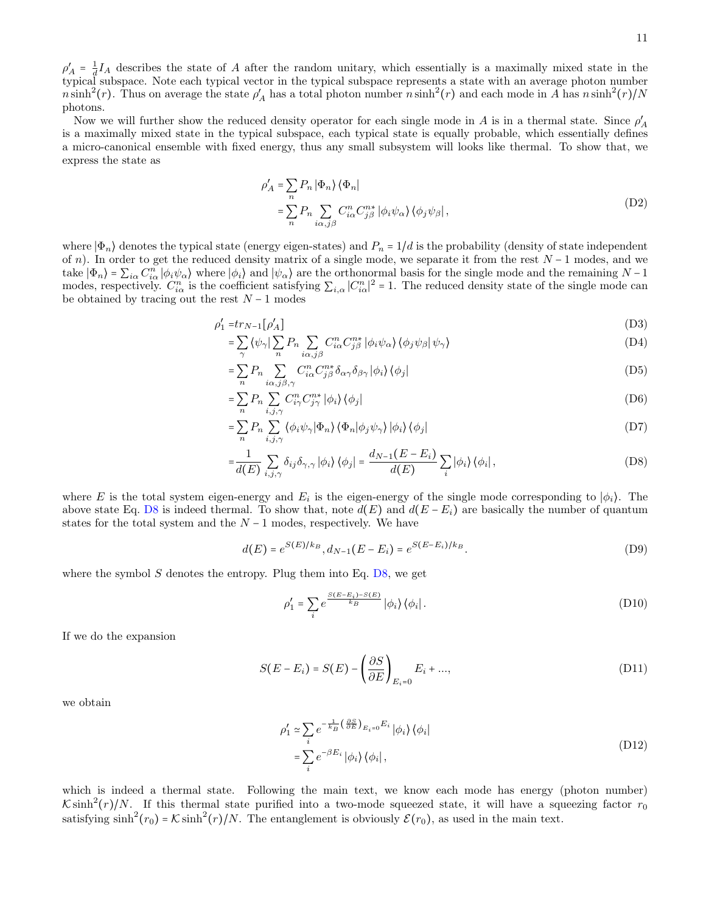$\rho'_A = \frac{1}{d} I_A$ describes the state of $A$ after the random unitary, which essentially is a maximally mixed state in the typical subspace. Note each typical vector in the typical subspace represents a state with an average photon number $n \sinh^2(r)$. Thus on average the state $\rho'_A$ has a total photon number $n \sinh^2(r)$ and each mode in $A$ has $n \sinh^2(r)/N$ photons.

Now we will further show the reduced density operator for each single mode in $A$ is in a thermal state. Since $\rho'_A$ is a maximally mixed state in the typical subspace, each typical state is equally probable, which essentially defines a micro-canonical ensemble with fixed energy, thus any small subsystem will looks like thermal. To show that, we express the state as

$$
\begin{aligned}
\rho'_A &= \sum_n P_n \left|\Phi_n\right\rangle \left\langle\Phi_n\right| \\
&= \sum_n P_n \sum_{i\alpha, j\beta} C^n_{i\alpha} C^{n*}_{j\beta} \left|\phi_i \psi_\alpha\right\rangle \left\langle\phi_j \psi_\beta\right|,
\end{aligned}
\tag{D2}
$$

where $|\Phi_n\rangle$ denotes the typical state (energy eigen-states) and $P_n = 1/d$ is the probability (density of state independent of $n$). In order to get the reduced density matrix of a single mode, we separate it from the rest $N-1$ modes, and we take $|\Phi_n\rangle = \sum_{i\alpha} C^n_{i\alpha} |\phi_i \psi_\alpha\rangle$ where $|\phi_i\rangle$ and $|\psi_\alpha\rangle$ are the orthonormal basis for the single mode and the remaining $N-1$ modes, respectively. $C^n_{i\alpha}$ is the coefficient satisfying $\sum_{i,\alpha} |C^n_{i\alpha}|^2 = 1$. The reduced density state of the single mode can be obtained by tracing out the rest $N-1$ modes

$$
\begin{aligned}
\rho'_1 &= tr_{N-1}[\rho'_A] && \text{(D3)}\\
&= \sum_\gamma \left\langle\psi_\gamma\right| \sum_n P_n \sum_{i\alpha, j\beta} C^n_{i\alpha} C^{n*}_{j\beta} \left|\phi_i \psi_\alpha\right\rangle \left\langle\phi_j \psi_\beta\right| \psi_\gamma \rangle && \text{(D4)}\\
&= \sum_n P_n \sum_{i\alpha, j\beta, \gamma} C^n_{i\alpha} C^{n*}_{j\beta} \delta_{\alpha\gamma} \delta_{\beta\gamma} \left|\phi_i\right\rangle \left\langle\phi_j\right| && \text{(D5)}\\
&= \sum_n P_n \sum_{i,j,\gamma} C^n_{i\gamma} C^{n*}_{j\gamma} \left|\phi_i\right\rangle \left\langle\phi_j\right| && \text{(D6)}\\
&= \sum_n P_n \sum_{i,j,\gamma} \left\langle\phi_i \psi_\gamma | \Phi_n\right\rangle \left\langle\Phi_n | \phi_j \psi_\gamma\right\rangle \left|\phi_i\right\rangle \left\langle\phi_j\right| && \text{(D7)}\\
&= \frac{1}{d(E)} \sum_{i,j,\gamma} \delta_{ij} \delta_{\gamma,\gamma} \left|\phi_i\right\rangle \left\langle\phi_j\right| = \frac{d_{N-1}(E - E_i)}{d(E)} \sum_i \left|\phi_i\right\rangle \left\langle\phi_i\right|, && \text{(D8)}
\end{aligned}
$$

where $E$ is the total system eigen-energy and $E_i$ is the eigen-energy of the single mode corresponding to $|\phi_i\rangle$. The above state Eq. D8 is indeed thermal. To show that, note $d(E)$ and $d(E - E_i)$ are basically the number of quantum states for the total system and the $N-1$ modes, respectively. We have

$$
d(E) = e^{S(E)/k_B}, d_{N-1}(E - E_i) = e^{S(E - E_i)/k_B}. \tag{D9}
$$

where the symbol $S$ denotes the entropy. Plug them into Eq. D8, we get

$$
\rho'_1 = \sum_i e^{\frac{S(E - E_i) - S(E)}{k_B}} \left|\phi_i\right\rangle \left\langle\phi_i\right|. \tag{D10}
$$

If we do the expansion

$$
S(E - E_i) = S(E) - \left(\frac{\partial S}{\partial E}\right)_{E_i = 0} E_i + ..., \tag{D11}
$$

we obtain

$$
\begin{aligned}
\rho'_1 &\simeq \sum_i e^{-\frac{1}{k_B}\left(\frac{\partial S}{\partial E}\right)_{E_i=0} E_i} \left|\phi_i\right\rangle \left\langle\phi_i\right| \\
&= \sum_i e^{-\beta E_i} \left|\phi_i\right\rangle \left\langle\phi_i\right|,
\end{aligned}
\tag{D12}
$$

which is indeed a thermal state. Following the main text, we know each mode has energy (photon number) $\mathcal{K} \sinh^2(r)/N$. If this thermal state purified into a two-mode squeezed state, it will have a squeezing factor $r_0$ satisfying $\sinh^2(r_0) = \mathcal{K} \sinh^2(r)/N$. The entanglement is obviously $\mathcal{E}(r_0)$, as used in the main text.